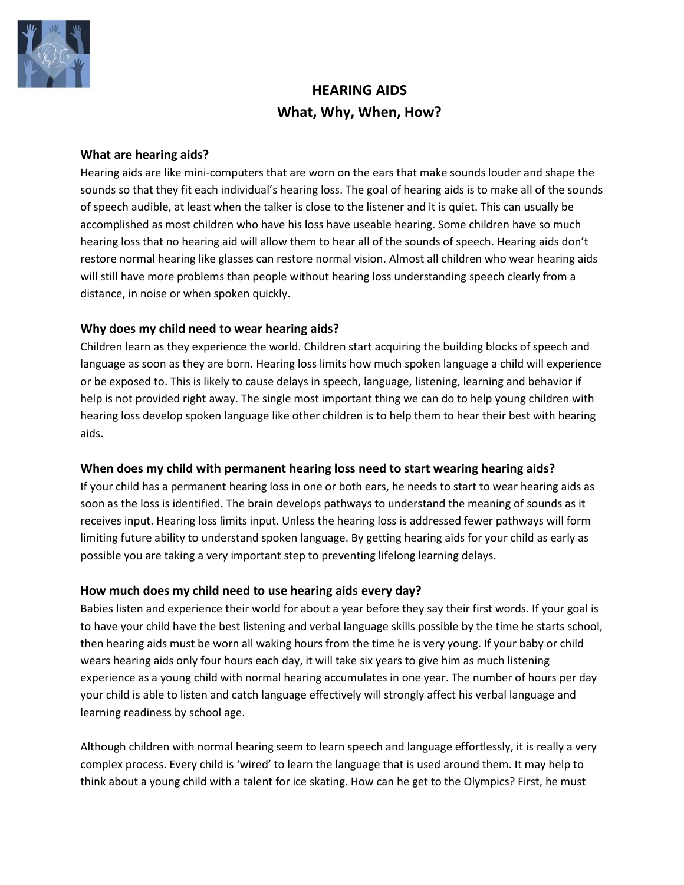# HEARING AIDS
## What, Why, When, How?

### What are hearing aids?

Hearing aids are like mini-computers that are worn on the ears that make sounds louder and shape the sounds so that they fit each individual's hearing loss. The goal of hearing aids is to make all of the sounds of speech audible, at least when the talker is close to the listener and it is quiet. This can usually be accomplished as most children who have his loss have useable hearing. Some children have so much hearing loss that no hearing aid will allow them to hear all of the sounds of speech. Hearing aids don't restore normal hearing like glasses can restore normal vision. Almost all children who wear hearing aids will still have more problems than people without hearing loss understanding speech clearly from a distance, in noise or when spoken quickly.

### Why does my child need to wear hearing aids?

Children learn as they experience the world. Children start acquiring the building blocks of speech and language as soon as they are born. Hearing loss limits how much spoken language a child will experience or be exposed to. This is likely to cause delays in speech, language, listening, learning and behavior if help is not provided right away. The single most important thing we can do to help young children with hearing loss develop spoken language like other children is to help them to hear their best with hearing aids.

### When does my child with permanent hearing loss need to start wearing hearing aids?

If your child has a permanent hearing loss in one or both ears, he needs to start to wear hearing aids as soon as the loss is identified. The brain develops pathways to understand the meaning of sounds as it receives input. Hearing loss limits input. Unless the hearing loss is addressed fewer pathways will form limiting future ability to understand spoken language. By getting hearing aids for your child as early as possible you are taking a very important step to preventing lifelong learning delays.

### How much does my child need to use hearing aids every day?

Babies listen and experience their world for about a year before they say their first words. If your goal is to have your child have the best listening and verbal language skills possible by the time he starts school, then hearing aids must be worn all waking hours from the time he is very young. If your baby or child wears hearing aids only four hours each day, it will take six years to give him as much listening experience as a young child with normal hearing accumulates in one year. The number of hours per day your child is able to listen and catch language effectively will strongly affect his verbal language and learning readiness by school age.

Although children with normal hearing seem to learn speech and language effortlessly, it is really a very complex process. Every child is 'wired' to learn the language that is used around them. It may help to think about a young child with a talent for ice skating. How can he get to the Olympics? First, he must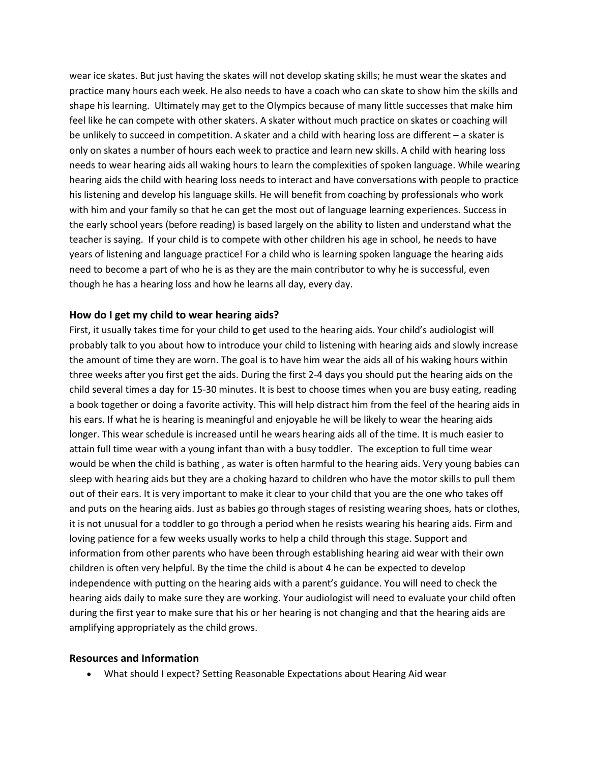wear ice skates. But just having the skates will not develop skating skills; he must wear the skates and practice many hours each week. He also needs to have a coach who can skate to show him the skills and shape his learning. Ultimately may get to the Olympics because of many little successes that make him feel like he can compete with other skaters. A skater without much practice on skates or coaching will be unlikely to succeed in competition. A skater and a child with hearing loss are different – a skater is only on skates a number of hours each week to practice and learn new skills. A child with hearing loss needs to wear hearing aids all waking hours to learn the complexities of spoken language. While wearing hearing aids the child with hearing loss needs to interact and have conversations with people to practice his listening and develop his language skills. He will benefit from coaching by professionals who work with him and your family so that he can get the most out of language learning experiences. Success in the early school years (before reading) is based largely on the ability to listen and understand what the teacher is saying. If your child is to compete with other children his age in school, he needs to have years of listening and language practice! For a child who is learning spoken language the hearing aids need to become a part of who he is as they are the main contributor to why he is successful, even though he has a hearing loss and how he learns all day, every day.

### How do I get my child to wear hearing aids?

First, it usually takes time for your child to get used to the hearing aids. Your child's audiologist will probably talk to you about how to introduce your child to listening with hearing aids and slowly increase the amount of time they are worn. The goal is to have him wear the aids all of his waking hours within three weeks after you first get the aids. During the first 2-4 days you should put the hearing aids on the child several times a day for 15-30 minutes. It is best to choose times when you are busy eating, reading a book together or doing a favorite activity. This will help distract him from the feel of the hearing aids in his ears. If what he is hearing is meaningful and enjoyable he will be likely to wear the hearing aids longer. This wear schedule is increased until he wears hearing aids all of the time. It is much easier to attain full time wear with a young infant than with a busy toddler. The exception to full time wear would be when the child is bathing , as water is often harmful to the hearing aids. Very young babies can sleep with hearing aids but they are a choking hazard to children who have the motor skills to pull them out of their ears. It is very important to make it clear to your child that you are the one who takes off and puts on the hearing aids. Just as babies go through stages of resisting wearing shoes, hats or clothes, it is not unusual for a toddler to go through a period when he resists wearing his hearing aids. Firm and loving patience for a few weeks usually works to help a child through this stage. Support and information from other parents who have been through establishing hearing aid wear with their own children is often very helpful. By the time the child is about 4 he can be expected to develop independence with putting on the hearing aids with a parent's guidance. You will need to check the hearing aids daily to make sure they are working. Your audiologist will need to evaluate your child often during the first year to make sure that his or her hearing is not changing and that the hearing aids are amplifying appropriately as the child grows.

### Resources and Information

- What should I expect? Setting Reasonable Expectations about Hearing Aid wear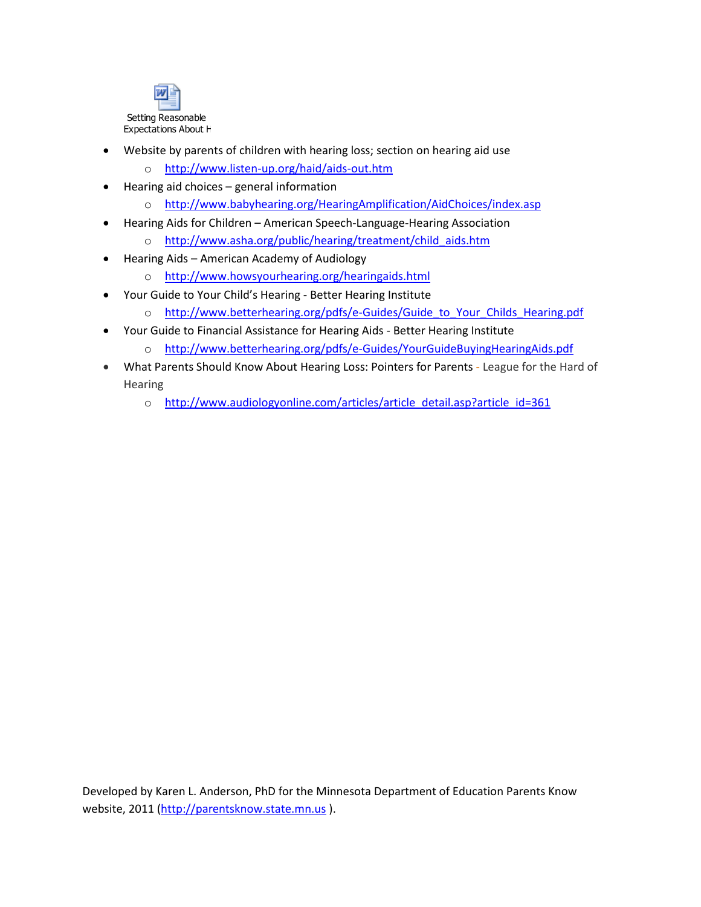Setting Reasonable Expectations About H

- Website by parents of children with hearing loss; section on hearing aid use
    - http://www.listen-up.org/haid/aids-out.htm
- Hearing aid choices – general information
    - http://www.babyhearing.org/HearingAmplification/AidChoices/index.asp
- Hearing Aids for Children – American Speech-Language-Hearing Association
    - http://www.asha.org/public/hearing/treatment/child_aids.htm
- Hearing Aids – American Academy of Audiology
    - http://www.howsyourhearing.org/hearingaids.html
- Your Guide to Your Child's Hearing - Better Hearing Institute
    - http://www.betterhearing.org/pdfs/e-Guides/Guide_to_Your_Childs_Hearing.pdf
- Your Guide to Financial Assistance for Hearing Aids - Better Hearing Institute
    - http://www.betterhearing.org/pdfs/e-Guides/YourGuideBuyingHearingAids.pdf
- What Parents Should Know About Hearing Loss: Pointers for Parents - League for the Hard of Hearing
    - http://www.audiologyonline.com/articles/article_detail.asp?article_id=361

Developed by Karen L. Anderson, PhD for the Minnesota Department of Education Parents Know website, 2011 (http://parentsknow.state.mn.us ).